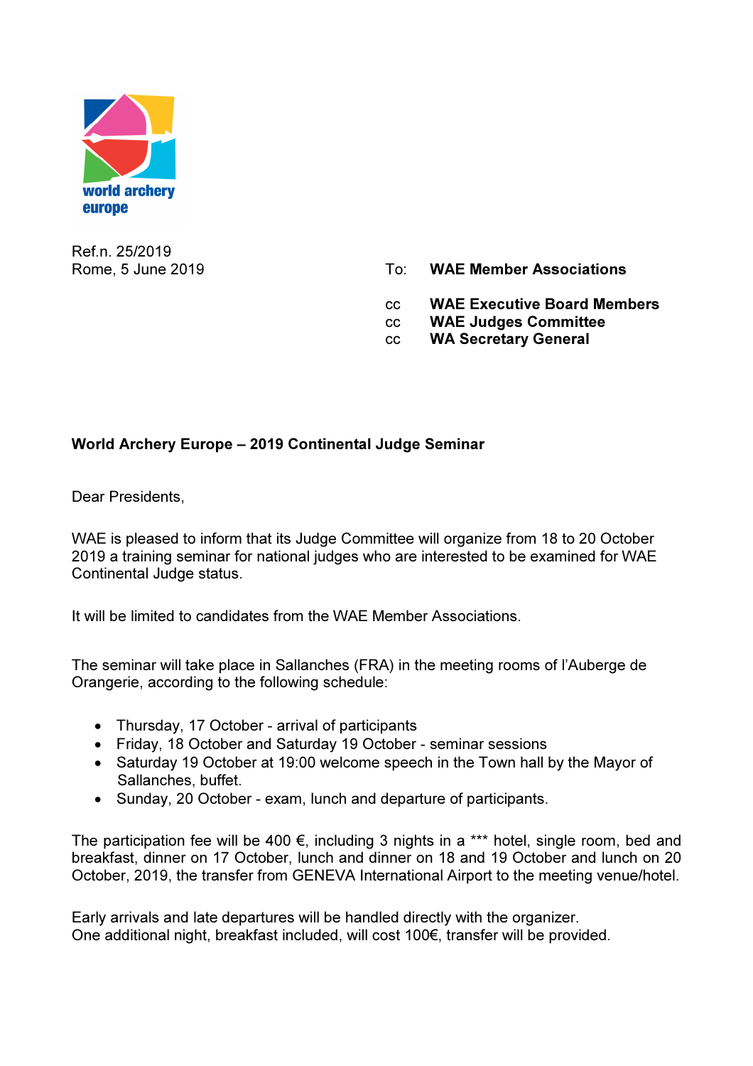world archery europe

Ref.n. 25/2019
Rome, 5 June 2019

To: **WAE Member Associations**

cc **WAE Executive Board Members**
cc **WAE Judges Committee**
cc **WA Secretary General**

**World Archery Europe – 2019 Continental Judge Seminar**

Dear Presidents,

WAE is pleased to inform that its Judge Committee will organize from 18 to 20 October 2019 a training seminar for national judges who are interested to be examined for WAE Continental Judge status.

It will be limited to candidates from the WAE Member Associations.

The seminar will take place in Sallanches (FRA) in the meeting rooms of l'Auberge de Orangerie, according to the following schedule:

- Thursday, 17 October - arrival of participants
- Friday, 18 October and Saturday 19 October - seminar sessions
- Saturday 19 October at 19:00 welcome speech in the Town hall by the Mayor of Sallanches, buffet.
- Sunday, 20 October - exam, lunch and departure of participants.

The participation fee will be 400 €, including 3 nights in a *** hotel, single room, bed and breakfast, dinner on 17 October, lunch and dinner on 18 and 19 October and lunch on 20 October, 2019, the transfer from GENEVA International Airport to the meeting venue/hotel.

Early arrivals and late departures will be handled directly with the organizer.
One additional night, breakfast included, will cost 100€, transfer will be provided.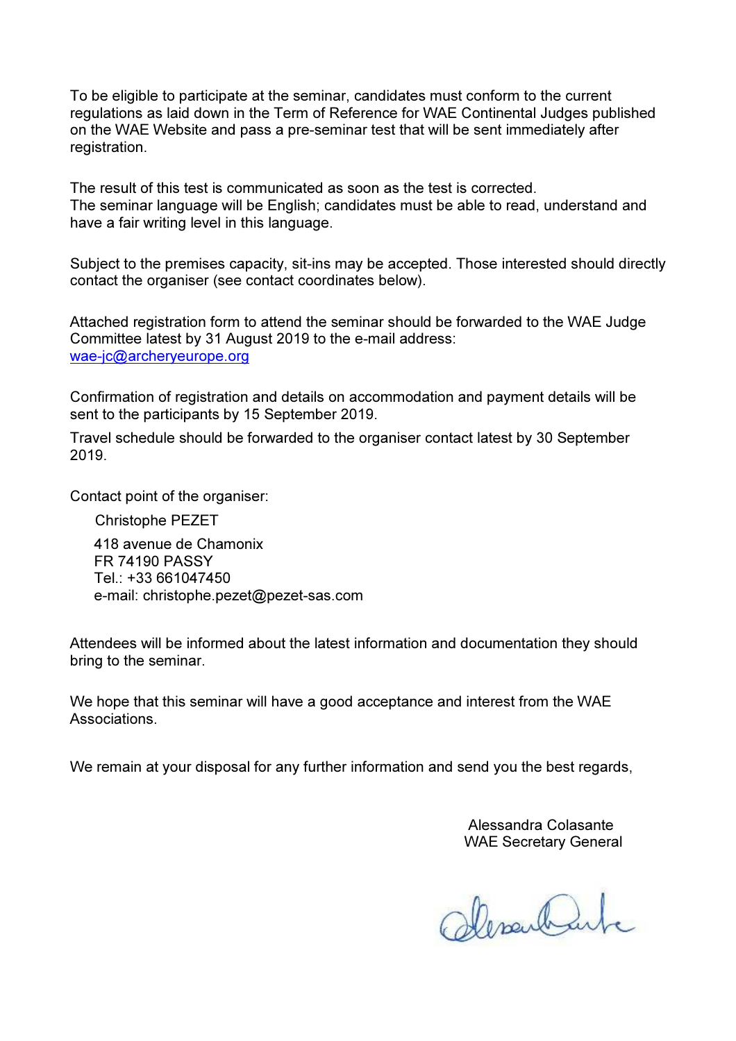To be eligible to participate at the seminar, candidates must conform to the current regulations as laid down in the Term of Reference for WAE Continental Judges published on the WAE Website and pass a pre-seminar test that will be sent immediately after registration.

The result of this test is communicated as soon as the test is corrected.
The seminar language will be English; candidates must be able to read, understand and have a fair writing level in this language.

Subject to the premises capacity, sit-ins may be accepted. Those interested should directly contact the organiser (see contact coordinates below).

Attached registration form to attend the seminar should be forwarded to the WAE Judge Committee latest by 31 August 2019 to the e-mail address:
wae-jc@archeryeurope.org

Confirmation of registration and details on accommodation and payment details will be sent to the participants by 15 September 2019.

Travel schedule should be forwarded to the organiser contact latest by 30 September 2019.

Contact point of the organiser:

Christophe PEZET

418 avenue de Chamonix
FR 74190 PASSY
Tel.: +33 661047450
e-mail: christophe.pezet@pezet-sas.com

Attendees will be informed about the latest information and documentation they should bring to the seminar.

We hope that this seminar will have a good acceptance and interest from the WAE Associations.

We remain at your disposal for any further information and send you the best regards,

Alessandra Colasante
WAE Secretary General